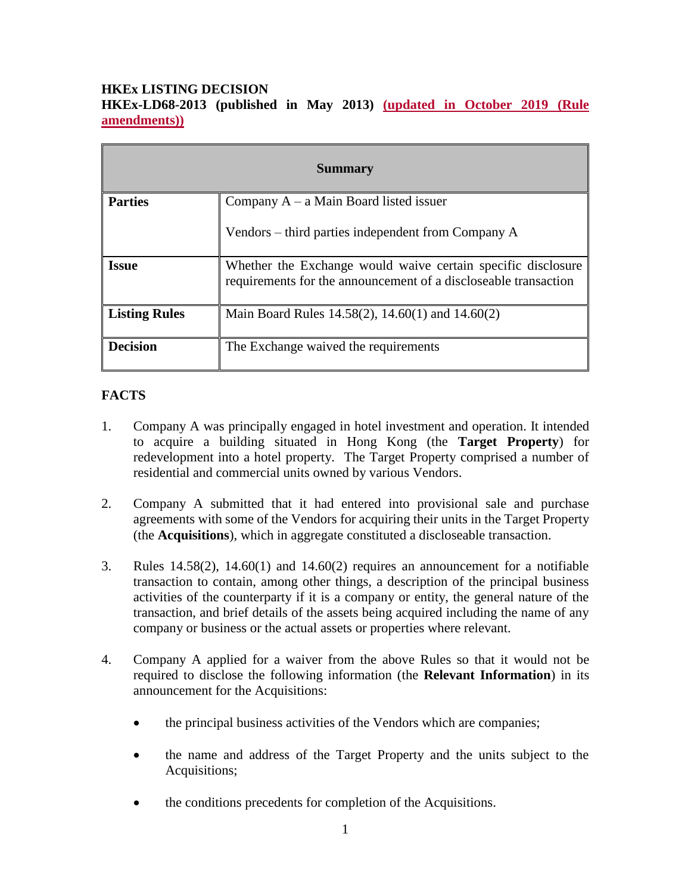**HKEx LISTING DECISION**

**HKEx-LD68-2013 (published in May 2013) (updated in October 2019 (Rule amendments))**

| Summary | |
|---|---|
| **Parties** | Company A – a Main Board listed issuer<br><br>Vendors – third parties independent from Company A |
| **Issue** | Whether the Exchange would waive certain specific disclosure requirements for the announcement of a discloseable transaction |
| **Listing Rules** | Main Board Rules 14.58(2), 14.60(1) and 14.60(2) |
| **Decision** | The Exchange waived the requirements |

**FACTS**

1. Company A was principally engaged in hotel investment and operation. It intended to acquire a building situated in Hong Kong (the **Target Property**) for redevelopment into a hotel property. The Target Property comprised a number of residential and commercial units owned by various Vendors.

2. Company A submitted that it had entered into provisional sale and purchase agreements with some of the Vendors for acquiring their units in the Target Property (the **Acquisitions**), which in aggregate constituted a discloseable transaction.

3. Rules 14.58(2), 14.60(1) and 14.60(2) requires an announcement for a notifiable transaction to contain, among other things, a description of the principal business activities of the counterparty if it is a company or entity, the general nature of the transaction, and brief details of the assets being acquired including the name of any company or business or the actual assets or properties where relevant.

4. Company A applied for a waiver from the above Rules so that it would not be required to disclose the following information (the **Relevant Information**) in its announcement for the Acquisitions:

   - the principal business activities of the Vendors which are companies;
   - the name and address of the Target Property and the units subject to the Acquisitions;
   - the conditions precedents for completion of the Acquisitions.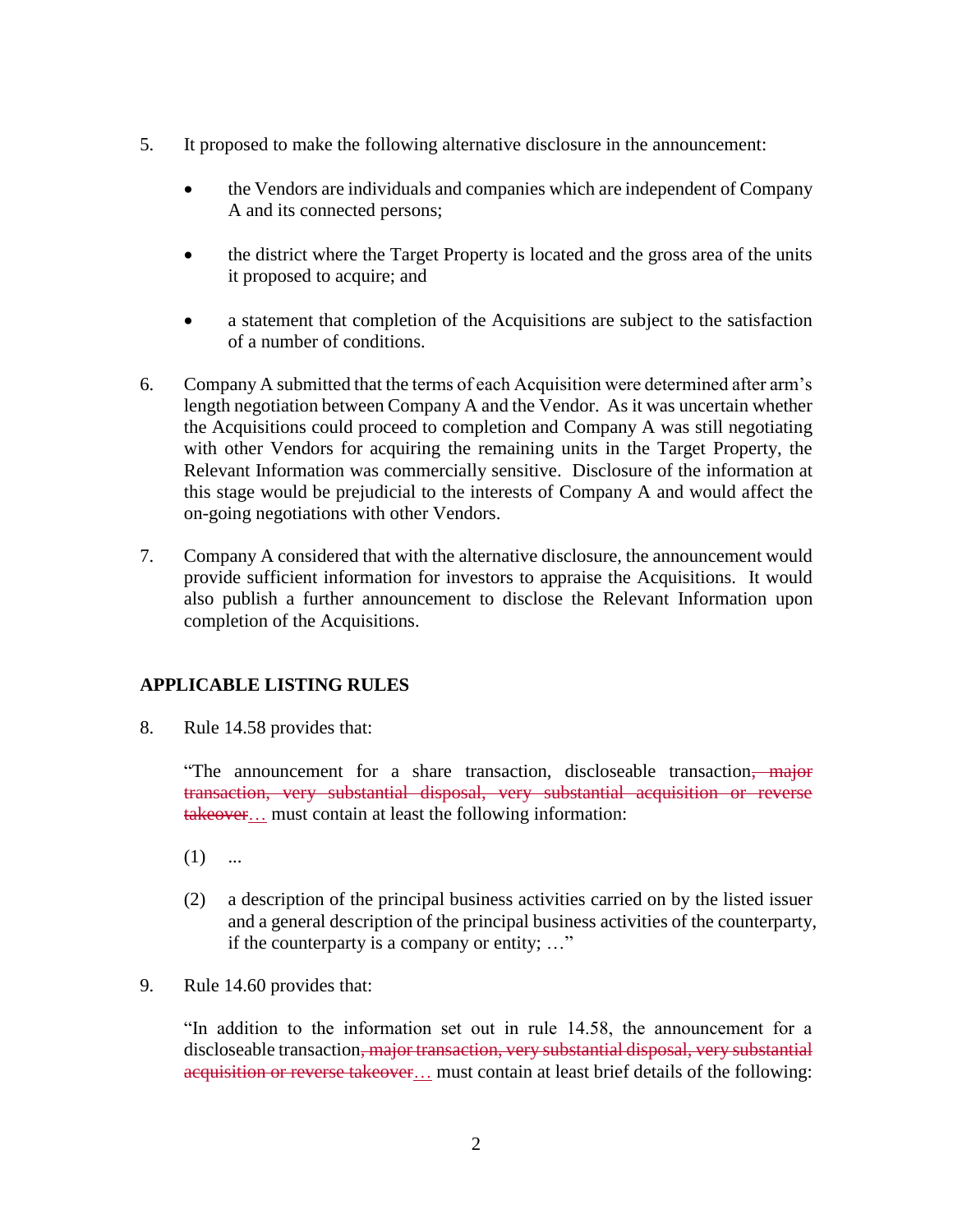5. It proposed to make the following alternative disclosure in the announcement:

   - the Vendors are individuals and companies which are independent of Company A and its connected persons;

   - the district where the Target Property is located and the gross area of the units it proposed to acquire; and

   - a statement that completion of the Acquisitions are subject to the satisfaction of a number of conditions.

6. Company A submitted that the terms of each Acquisition were determined after arm's length negotiation between Company A and the Vendor. As it was uncertain whether the Acquisitions could proceed to completion and Company A was still negotiating with other Vendors for acquiring the remaining units in the Target Property, the Relevant Information was commercially sensitive. Disclosure of the information at this stage would be prejudicial to the interests of Company A and would affect the on-going negotiations with other Vendors.

7. Company A considered that with the alternative disclosure, the announcement would provide sufficient information for investors to appraise the Acquisitions. It would also publish a further announcement to disclose the Relevant Information upon completion of the Acquisitions.

## APPLICABLE LISTING RULES

8. Rule 14.58 provides that:

   "The announcement for a share transaction, discloseable transaction~~, major transaction, very substantial disposal, very substantial acquisition or reverse takeover~~… must contain at least the following information:

   (1) ...

   (2) a description of the principal business activities carried on by the listed issuer and a general description of the principal business activities of the counterparty, if the counterparty is a company or entity; …"

9. Rule 14.60 provides that:

   "In addition to the information set out in rule 14.58, the announcement for a discloseable transaction~~, major transaction, very substantial disposal, very substantial acquisition or reverse takeover~~… must contain at least brief details of the following: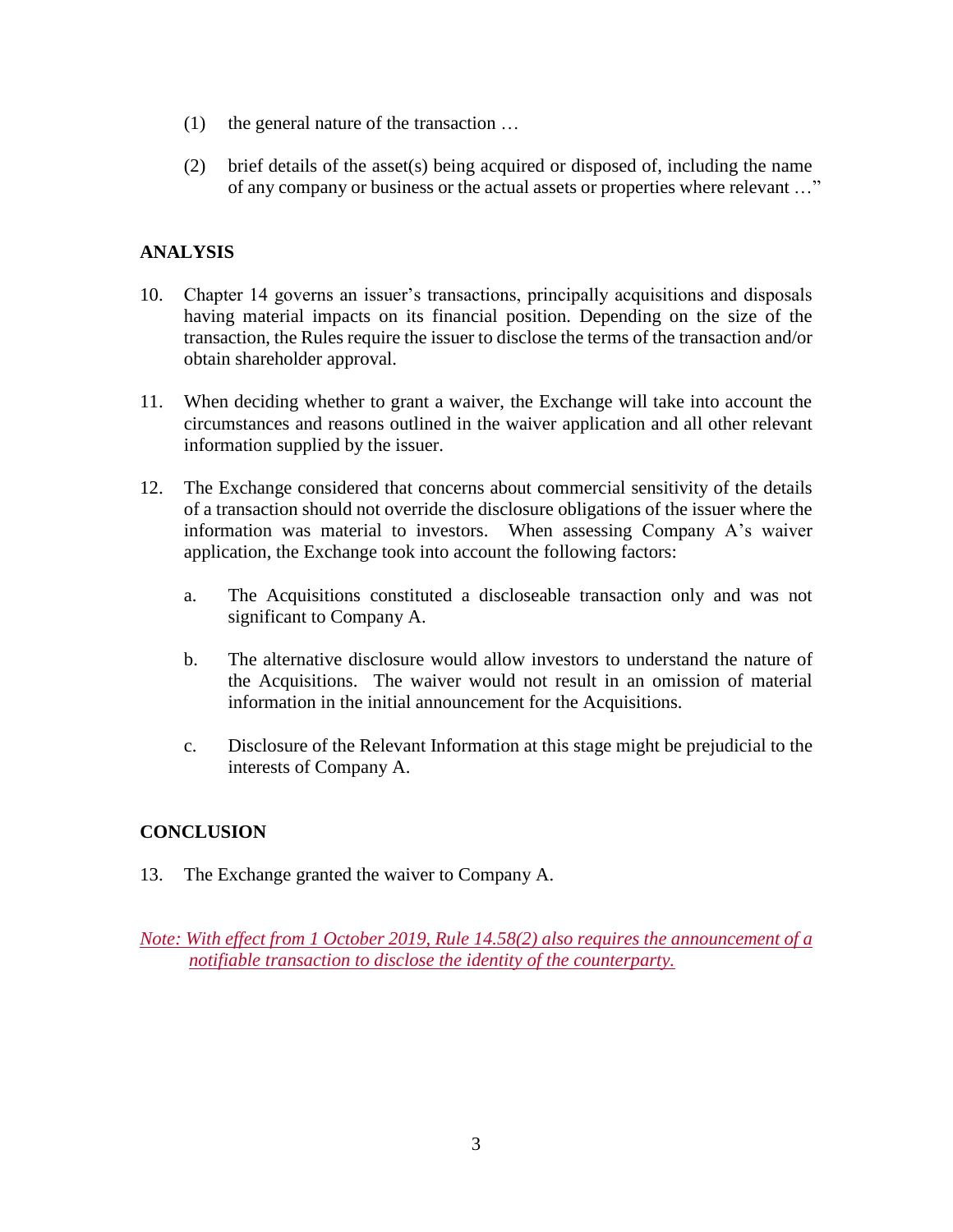(1) the general nature of the transaction …

(2) brief details of the asset(s) being acquired or disposed of, including the name of any company or business or the actual assets or properties where relevant …"

## ANALYSIS

10. Chapter 14 governs an issuer's transactions, principally acquisitions and disposals having material impacts on its financial position. Depending on the size of the transaction, the Rules require the issuer to disclose the terms of the transaction and/or obtain shareholder approval.

11. When deciding whether to grant a waiver, the Exchange will take into account the circumstances and reasons outlined in the waiver application and all other relevant information supplied by the issuer.

12. The Exchange considered that concerns about commercial sensitivity of the details of a transaction should not override the disclosure obligations of the issuer where the information was material to investors. When assessing Company A's waiver application, the Exchange took into account the following factors:

    a. The Acquisitions constituted a discloseable transaction only and was not significant to Company A.

    b. The alternative disclosure would allow investors to understand the nature of the Acquisitions. The waiver would not result in an omission of material information in the initial announcement for the Acquisitions.

    c. Disclosure of the Relevant Information at this stage might be prejudicial to the interests of Company A.

## CONCLUSION

13. The Exchange granted the waiver to Company A.

*Note: With effect from 1 October 2019, Rule 14.58(2) also requires the announcement of a notifiable transaction to disclose the identity of the counterparty.*